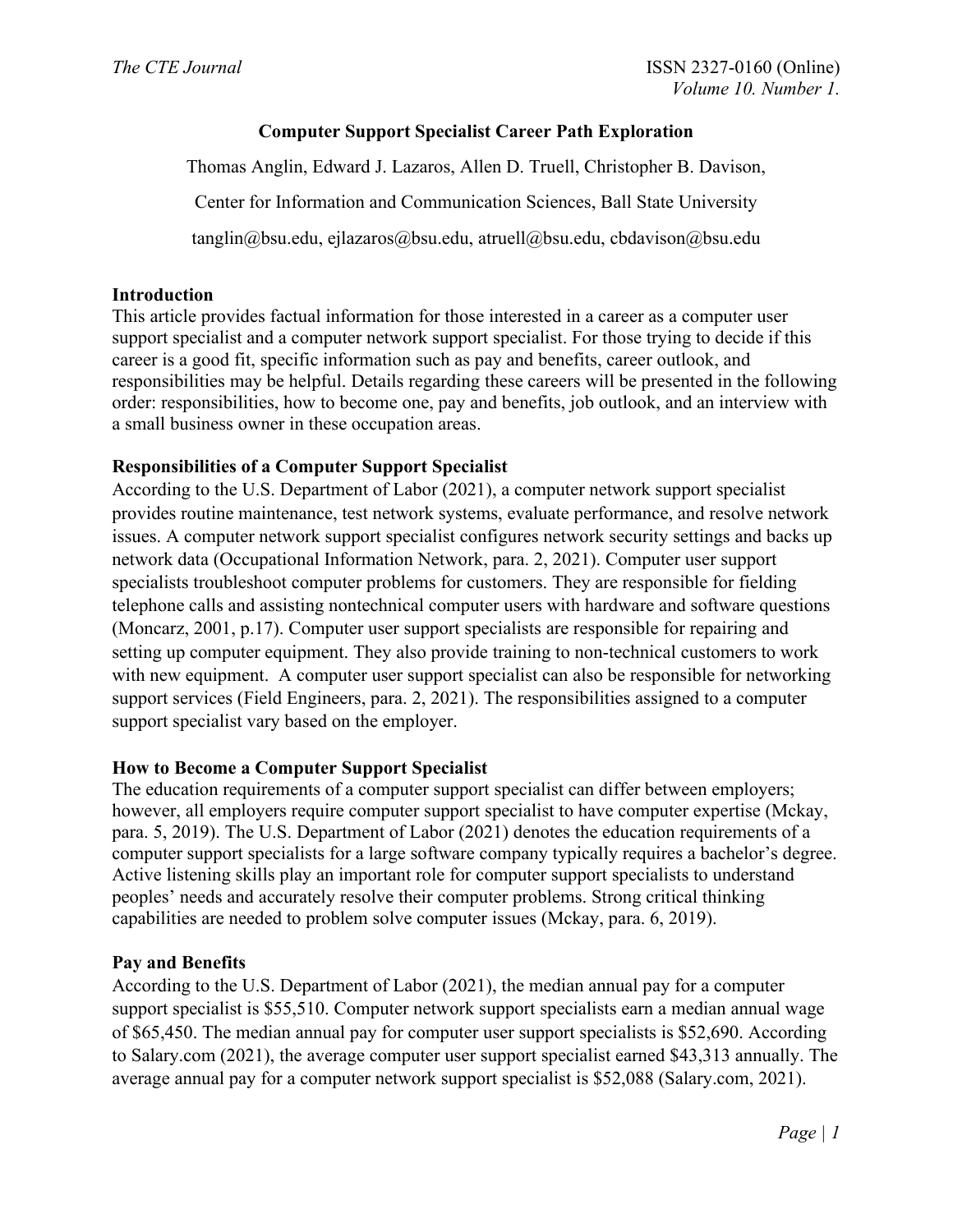# Computer Support Specialist Career Path Exploration

Thomas Anglin, Edward J. Lazaros, Allen D. Truell, Christopher B. Davison,

Center for Information and Communication Sciences, Ball State University

tanglin@bsu.edu, ejlazaros@bsu.edu, atruell@bsu.edu, cbdavison@bsu.edu

## Introduction

This article provides factual information for those interested in a career as a computer user support specialist and a computer network support specialist. For those trying to decide if this career is a good fit, specific information such as pay and benefits, career outlook, and responsibilities may be helpful. Details regarding these careers will be presented in the following order: responsibilities, how to become one, pay and benefits, job outlook, and an interview with a small business owner in these occupation areas.

## Responsibilities of a Computer Support Specialist

According to the U.S. Department of Labor (2021), a computer network support specialist provides routine maintenance, test network systems, evaluate performance, and resolve network issues. A computer network support specialist configures network security settings and backs up network data (Occupational Information Network, para. 2, 2021). Computer user support specialists troubleshoot computer problems for customers. They are responsible for fielding telephone calls and assisting nontechnical computer users with hardware and software questions (Moncarz, 2001, p.17). Computer user support specialists are responsible for repairing and setting up computer equipment. They also provide training to non-technical customers to work with new equipment. A computer user support specialist can also be responsible for networking support services (Field Engineers, para. 2, 2021). The responsibilities assigned to a computer support specialist vary based on the employer.

## How to Become a Computer Support Specialist

The education requirements of a computer support specialist can differ between employers; however, all employers require computer support specialist to have computer expertise (Mckay, para. 5, 2019). The U.S. Department of Labor (2021) denotes the education requirements of a computer support specialists for a large software company typically requires a bachelor's degree. Active listening skills play an important role for computer support specialists to understand peoples' needs and accurately resolve their computer problems. Strong critical thinking capabilities are needed to problem solve computer issues (Mckay, para. 6, 2019).

## Pay and Benefits

According to the U.S. Department of Labor (2021), the median annual pay for a computer support specialist is $55,510. Computer network support specialists earn a median annual wage of $65,450. The median annual pay for computer user support specialists is $52,690. According to Salary.com (2021), the average computer user support specialist earned $43,313 annually. The average annual pay for a computer network support specialist is $52,088 (Salary.com, 2021).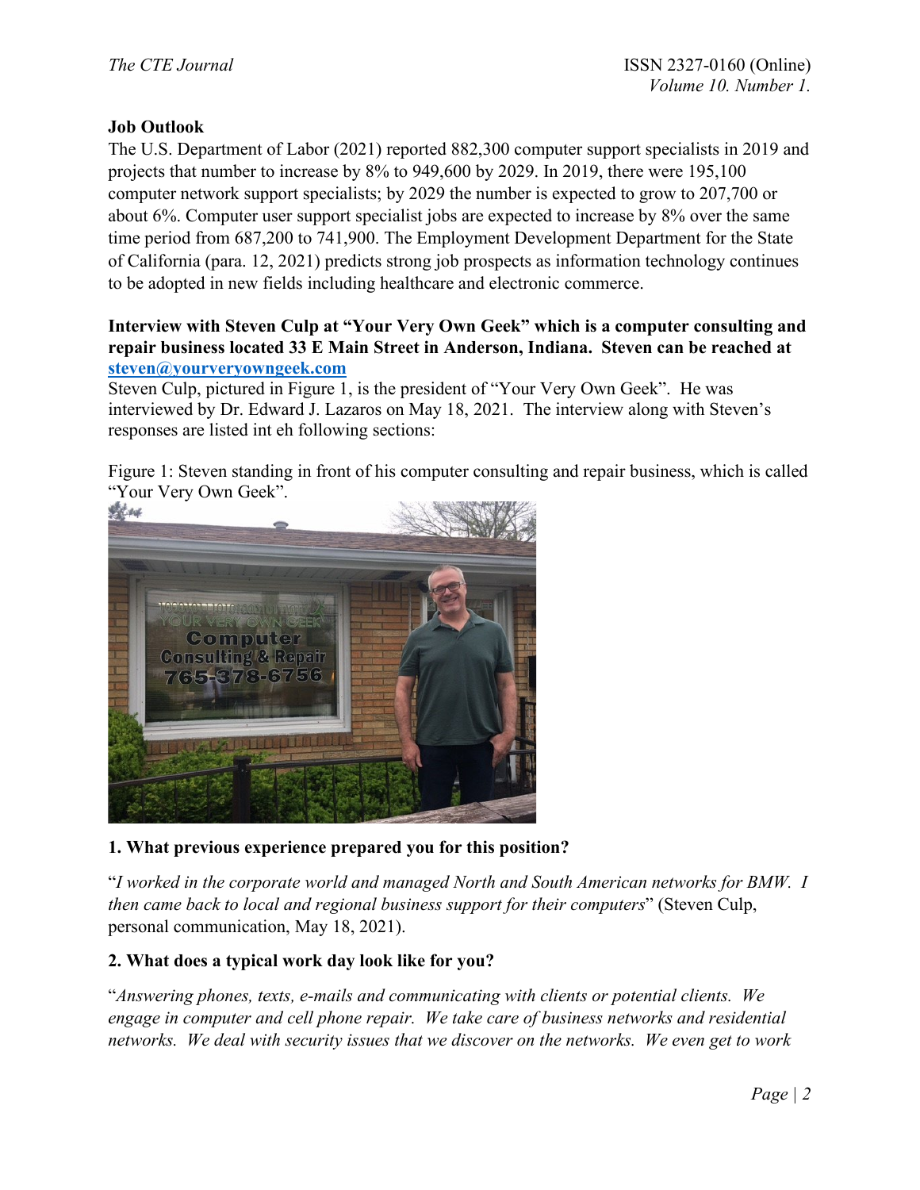**Job Outlook**

The U.S. Department of Labor (2021) reported 882,300 computer support specialists in 2019 and projects that number to increase by 8% to 949,600 by 2029. In 2019, there were 195,100 computer network support specialists; by 2029 the number is expected to grow to 207,700 or about 6%. Computer user support specialist jobs are expected to increase by 8% over the same time period from 687,200 to 741,900. The Employment Development Department for the State of California (para. 12, 2021) predicts strong job prospects as information technology continues to be adopted in new fields including healthcare and electronic commerce.

**Interview with Steven Culp at "Your Very Own Geek" which is a computer consulting and repair business located 33 E Main Street in Anderson, Indiana. Steven can be reached at [steven@yourveryowngeek.com](mailto:steven@yourveryowngeek.com)**

Steven Culp, pictured in Figure 1, is the president of "Your Very Own Geek". He was interviewed by Dr. Edward J. Lazaros on May 18, 2021. The interview along with Steven's responses are listed int eh following sections:

Figure 1: Steven standing in front of his computer consulting and repair business, which is called "Your Very Own Geek".

**1. What previous experience prepared you for this position?**

"*I worked in the corporate world and managed North and South American networks for BMW. I then came back to local and regional business support for their computers*" (Steven Culp, personal communication, May 18, 2021).

**2. What does a typical work day look like for you?**

"*Answering phones, texts, e-mails and communicating with clients or potential clients. We engage in computer and cell phone repair. We take care of business networks and residential networks. We deal with security issues that we discover on the networks. We even get to work*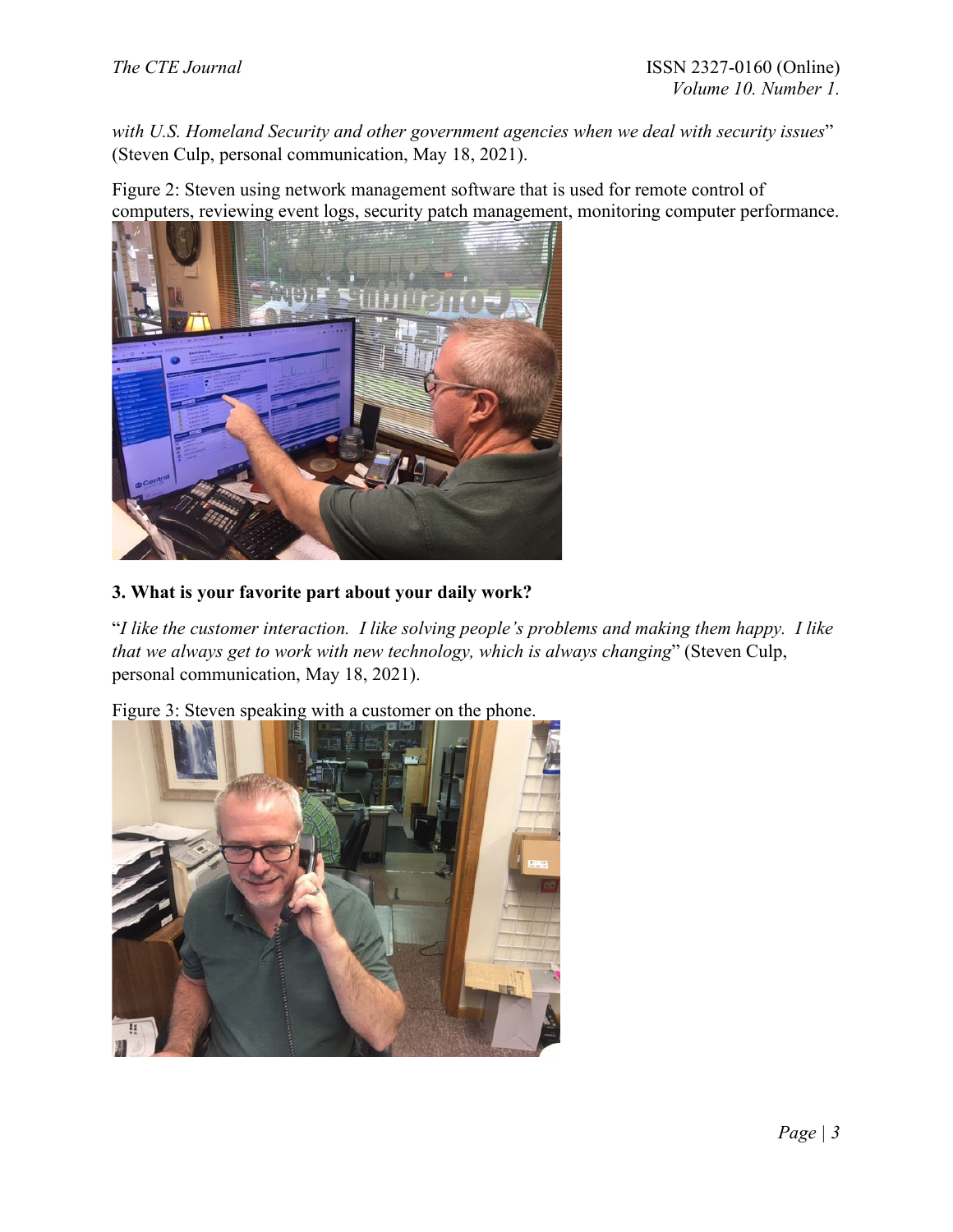*with U.S. Homeland Security and other government agencies when we deal with security issues*" (Steven Culp, personal communication, May 18, 2021).

Figure 2: Steven using network management software that is used for remote control of computers, reviewing event logs, security patch management, monitoring computer performance.

**3. What is your favorite part about your daily work?**

"*I like the customer interaction. I like solving people's problems and making them happy. I like that we always get to work with new technology, which is always changing*" (Steven Culp, personal communication, May 18, 2021).

Figure 3: Steven speaking with a customer on the phone.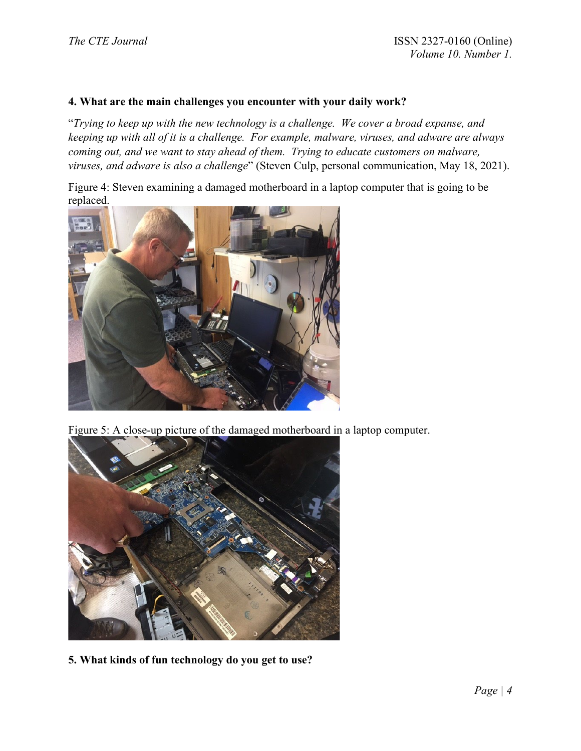**4. What are the main challenges you encounter with your daily work?**

"*Trying to keep up with the new technology is a challenge. We cover a broad expanse, and keeping up with all of it is a challenge. For example, malware, viruses, and adware are always coming out, and we want to stay ahead of them. Trying to educate customers on malware, viruses, and adware is also a challenge*" (Steven Culp, personal communication, May 18, 2021).

Figure 4: Steven examining a damaged motherboard in a laptop computer that is going to be replaced.

Figure 5: A close-up picture of the damaged motherboard in a laptop computer.

**5. What kinds of fun technology do you get to use?**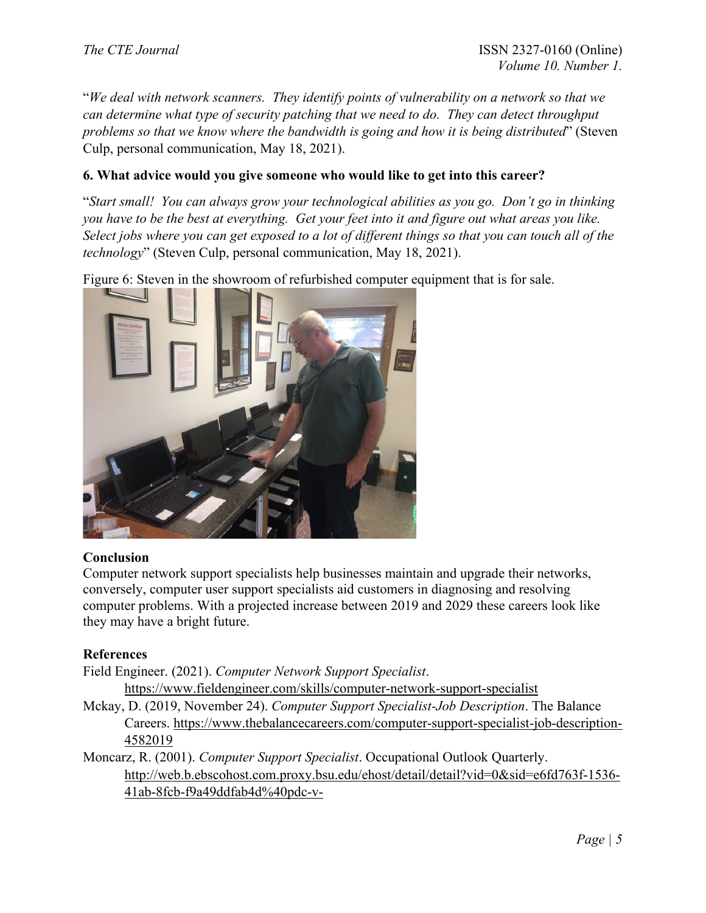"*We deal with network scanners. They identify points of vulnerability on a network so that we can determine what type of security patching that we need to do. They can detect throughput problems so that we know where the bandwidth is going and how it is being distributed*" (Steven Culp, personal communication, May 18, 2021).

**6. What advice would you give someone who would like to get into this career?**

"*Start small! You can always grow your technological abilities as you go. Don't go in thinking you have to be the best at everything. Get your feet into it and figure out what areas you like. Select jobs where you can get exposed to a lot of different things so that you can touch all of the technology*" (Steven Culp, personal communication, May 18, 2021).

Figure 6: Steven in the showroom of refurbished computer equipment that is for sale.

**Conclusion**

Computer network support specialists help businesses maintain and upgrade their networks, conversely, computer user support specialists aid customers in diagnosing and resolving computer problems. With a projected increase between 2019 and 2029 these careers look like they may have a bright future.

**References**

Field Engineer. (2021). *Computer Network Support Specialist*. https://www.fieldengineer.com/skills/computer-network-support-specialist

Mckay, D. (2019, November 24). *Computer Support Specialist-Job Description*. The Balance Careers. https://www.thebalancecareers.com/computer-support-specialist-job-description-4582019

Moncarz, R. (2001). *Computer Support Specialist*. Occupational Outlook Quarterly. http://web.b.ebscohost.com.proxy.bsu.edu/ehost/detail/detail?vid=0&sid=e6fd763f-1536-41ab-8fcb-f9a49ddfab4d%40pdc-v-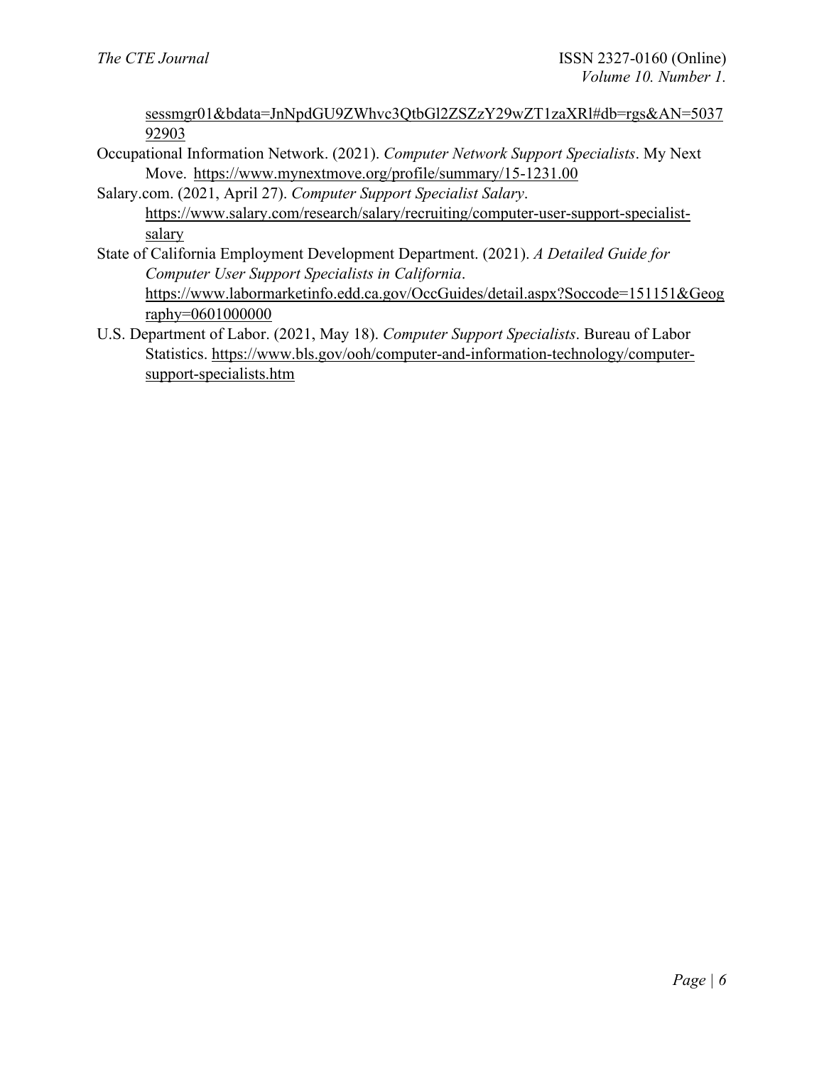sessmgr01&bdata=JnNpdGU9ZWhvc3QtbGl2ZSZzY29wZT1zaXRl#db=rgs&AN=503792903

Occupational Information Network. (2021). *Computer Network Support Specialists*. My Next Move. https://www.mynextmove.org/profile/summary/15-1231.00

Salary.com. (2021, April 27). *Computer Support Specialist Salary*. https://www.salary.com/research/salary/recruiting/computer-user-support-specialist-salary

State of California Employment Development Department. (2021). *A Detailed Guide for Computer User Support Specialists in California*. https://www.labormarketinfo.edd.ca.gov/OccGuides/detail.aspx?Soccode=151151&Geography=0601000000

U.S. Department of Labor. (2021, May 18). *Computer Support Specialists*. Bureau of Labor Statistics. https://www.bls.gov/ooh/computer-and-information-technology/computer-support-specialists.htm